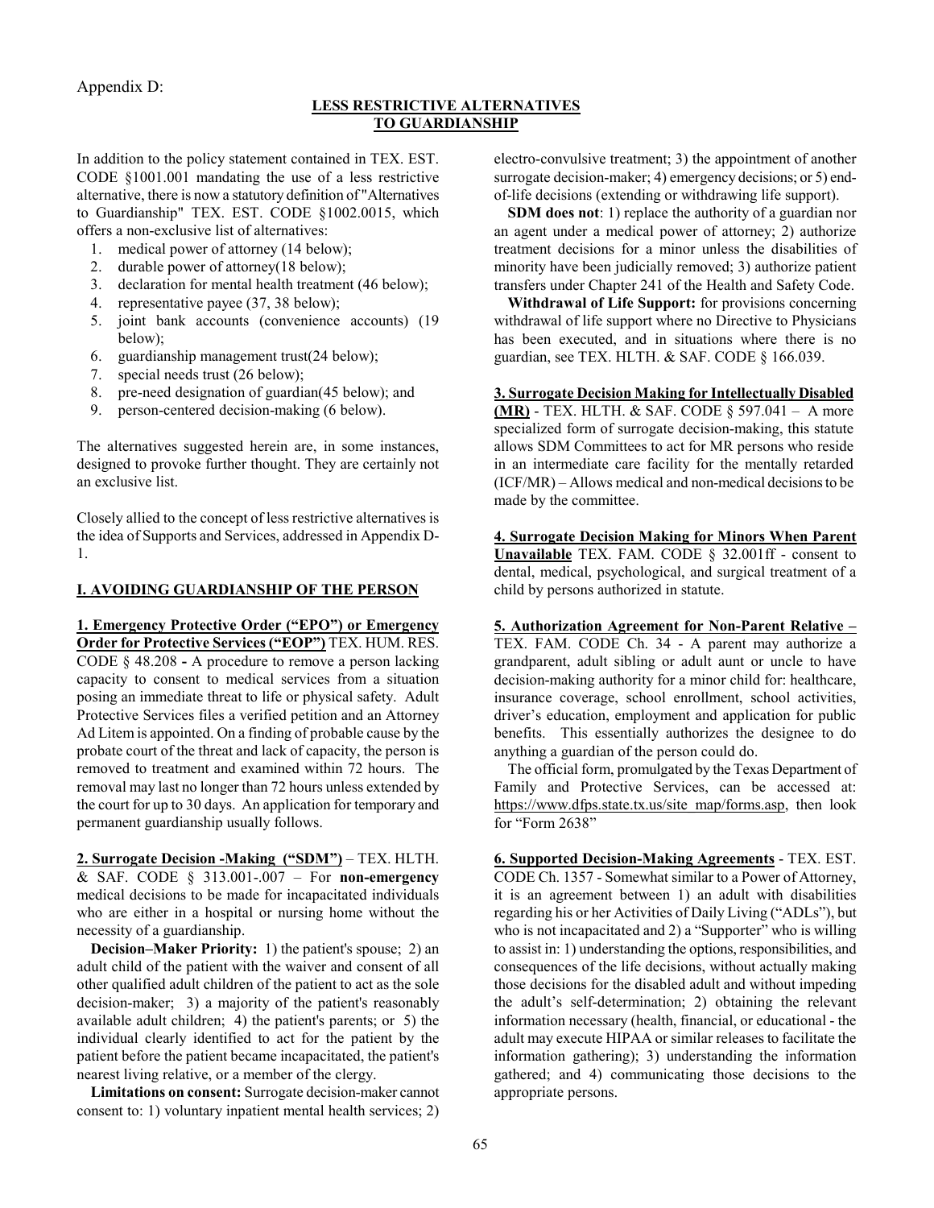Appendix D:

## LESS RESTRICTIVE ALTERNATIVES TO GUARDIANSHIP

In addition to the policy statement contained in TEX. EST. CODE §1001.001 mandating the use of a less restrictive alternative, there is now a statutory definition of "Alternatives to Guardianship" TEX. EST. CODE §1002.0015, which offers a non-exclusive list of alternatives:

1. medical power of attorney (14 below);
2. durable power of attorney(18 below);
3. declaration for mental health treatment (46 below);
4. representative payee (37, 38 below);
5. joint bank accounts (convenience accounts) (19 below);
6. guardianship management trust(24 below);
7. special needs trust (26 below);
8. pre-need designation of guardian(45 below); and
9. person-centered decision-making (6 below).

The alternatives suggested herein are, in some instances, designed to provoke further thought. They are certainly not an exclusive list.

Closely allied to the concept of less restrictive alternatives is the idea of Supports and Services, addressed in Appendix D-1.

### I. AVOIDING GUARDIANSHIP OF THE PERSON

**1. Emergency Protective Order ("EPO") or Emergency Order for Protective Services ("EOP")** TEX. HUM. RES. CODE § 48.208 **-** A procedure to remove a person lacking capacity to consent to medical services from a situation posing an immediate threat to life or physical safety. Adult Protective Services files a verified petition and an Attorney Ad Litem is appointed. On a finding of probable cause by the probate court of the threat and lack of capacity, the person is removed to treatment and examined within 72 hours. The removal may last no longer than 72 hours unless extended by the court for up to 30 days. An application for temporary and permanent guardianship usually follows.

**2. Surrogate Decision -Making ("SDM")** – TEX. HLTH. & SAF. CODE § 313.001-.007 – For **non-emergency** medical decisions to be made for incapacitated individuals who are either in a hospital or nursing home without the necessity of a guardianship.

**Decision–Maker Priority:** 1) the patient's spouse; 2) an adult child of the patient with the waiver and consent of all other qualified adult children of the patient to act as the sole decision-maker; 3) a majority of the patient's reasonably available adult children; 4) the patient's parents; or 5) the individual clearly identified to act for the patient by the patient before the patient became incapacitated, the patient's nearest living relative, or a member of the clergy.

**Limitations on consent:** Surrogate decision-maker cannot consent to: 1) voluntary inpatient mental health services; 2) electro-convulsive treatment; 3) the appointment of another surrogate decision-maker; 4) emergency decisions; or 5) end-of-life decisions (extending or withdrawing life support).

**SDM does not**: 1) replace the authority of a guardian nor an agent under a medical power of attorney; 2) authorize treatment decisions for a minor unless the disabilities of minority have been judicially removed; 3) authorize patient transfers under Chapter 241 of the Health and Safety Code.

**Withdrawal of Life Support:** for provisions concerning withdrawal of life support where no Directive to Physicians has been executed, and in situations where there is no guardian, see TEX. HLTH. & SAF. CODE § 166.039.

**3. Surrogate Decision Making for Intellectually Disabled (MR)** - TEX. HLTH. & SAF. CODE § 597.041 – A more specialized form of surrogate decision-making, this statute allows SDM Committees to act for MR persons who reside in an intermediate care facility for the mentally retarded (ICF/MR) – Allows medical and non-medical decisions to be made by the committee.

**4. Surrogate Decision Making for Minors When Parent Unavailable** TEX. FAM. CODE § 32.001ff - consent to dental, medical, psychological, and surgical treatment of a child by persons authorized in statute.

**5. Authorization Agreement for Non-Parent Relative –** TEX. FAM. CODE Ch. 34 - A parent may authorize a grandparent, adult sibling or adult aunt or uncle to have decision-making authority for a minor child for: healthcare, insurance coverage, school enrollment, school activities, driver's education, employment and application for public benefits. This essentially authorizes the designee to do anything a guardian of the person could do.

The official form, promulgated by the Texas Department of Family and Protective Services, can be accessed at: https://www.dfps.state.tx.us/site_map/forms.asp, then look for "Form 2638"

**6. Supported Decision-Making Agreements** - TEX. EST. CODE Ch. 1357 - Somewhat similar to a Power of Attorney, it is an agreement between 1) an adult with disabilities regarding his or her Activities of Daily Living ("ADLs"), but who is not incapacitated and 2) a "Supporter" who is willing to assist in: 1) understanding the options, responsibilities, and consequences of the life decisions, without actually making those decisions for the disabled adult and without impeding the adult's self-determination; 2) obtaining the relevant information necessary (health, financial, or educational - the adult may execute HIPAA or similar releases to facilitate the information gathering); 3) understanding the information gathered; and 4) communicating those decisions to the appropriate persons.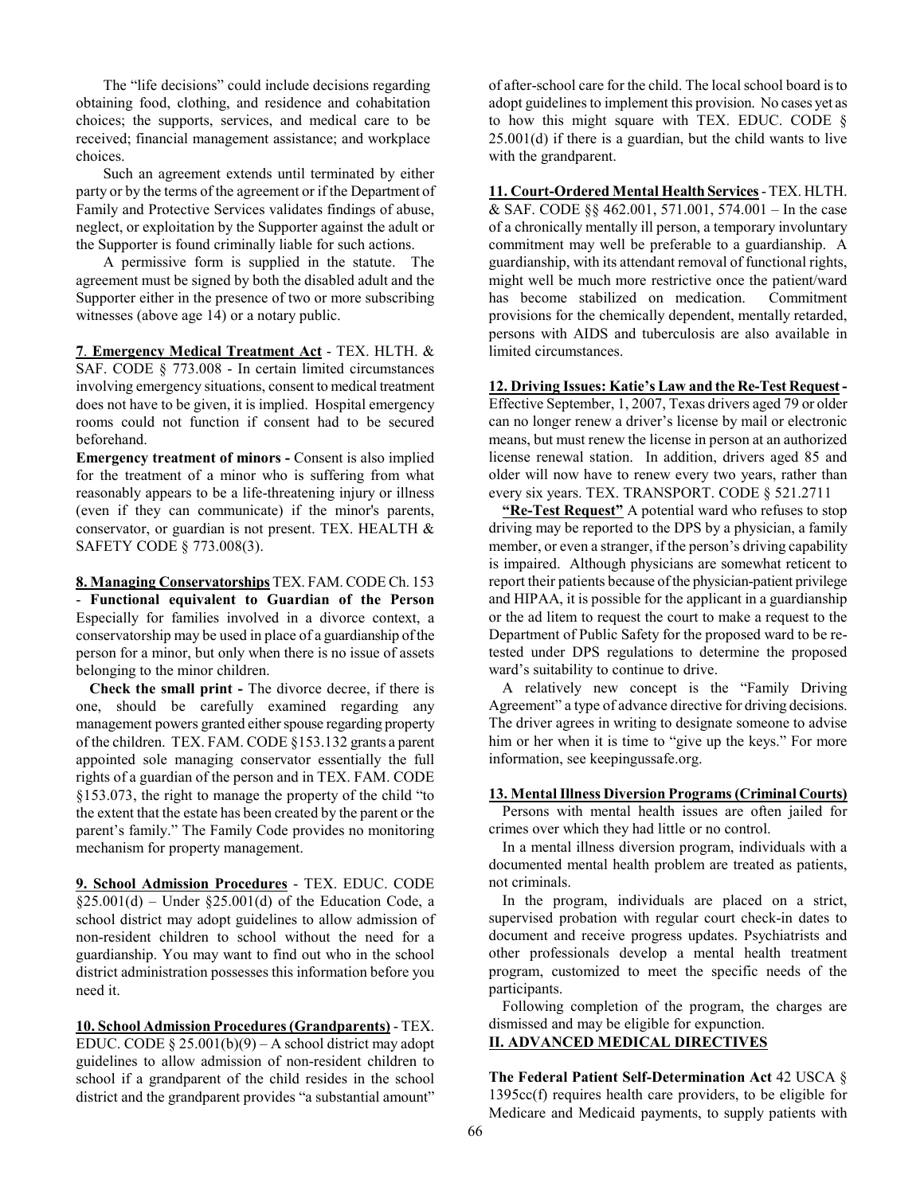The "life decisions" could include decisions regarding obtaining food, clothing, and residence and cohabitation choices; the supports, services, and medical care to be received; financial management assistance; and workplace choices.

Such an agreement extends until terminated by either party or by the terms of the agreement or if the Department of Family and Protective Services validates findings of abuse, neglect, or exploitation by the Supporter against the adult or the Supporter is found criminally liable for such actions.

A permissive form is supplied in the statute. The agreement must be signed by both the disabled adult and the Supporter either in the presence of two or more subscribing witnesses (above age 14) or a notary public.

**7. Emergency Medical Treatment Act** - TEX. HLTH. & SAF. CODE § 773.008 - In certain limited circumstances involving emergency situations, consent to medical treatment does not have to be given, it is implied. Hospital emergency rooms could not function if consent had to be secured beforehand.

**Emergency treatment of minors -** Consent is also implied for the treatment of a minor who is suffering from what reasonably appears to be a life-threatening injury or illness (even if they can communicate) if the minor's parents, conservator, or guardian is not present. TEX. HEALTH & SAFETY CODE § 773.008(3).

**8. Managing Conservatorships** TEX. FAM. CODE Ch. 153 - **Functional equivalent to Guardian of the Person** Especially for families involved in a divorce context, a conservatorship may be used in place of a guardianship of the person for a minor, but only when there is no issue of assets belonging to the minor children.

**Check the small print -** The divorce decree, if there is one, should be carefully examined regarding any management powers granted either spouse regarding property of the children. TEX. FAM. CODE §153.132 grants a parent appointed sole managing conservator essentially the full rights of a guardian of the person and in TEX. FAM. CODE §153.073, the right to manage the property of the child "to the extent that the estate has been created by the parent or the parent's family." The Family Code provides no monitoring mechanism for property management.

**9. School Admission Procedures** - TEX. EDUC. CODE §25.001(d) – Under §25.001(d) of the Education Code, a school district may adopt guidelines to allow admission of non-resident children to school without the need for a guardianship. You may want to find out who in the school district administration possesses this information before you need it.

**10. School Admission Procedures (Grandparents)** - TEX. EDUC. CODE § 25.001(b)(9) – A school district may adopt guidelines to allow admission of non-resident children to school if a grandparent of the child resides in the school district and the grandparent provides "a substantial amount" of after-school care for the child. The local school board is to adopt guidelines to implement this provision. No cases yet as to how this might square with TEX. EDUC. CODE § 25.001(d) if there is a guardian, but the child wants to live with the grandparent.

**11. Court-Ordered Mental Health Services** - TEX. HLTH. & SAF. CODE §§ 462.001, 571.001, 574.001 – In the case of a chronically mentally ill person, a temporary involuntary commitment may well be preferable to a guardianship. A guardianship, with its attendant removal of functional rights, might well be much more restrictive once the patient/ward has become stabilized on medication. Commitment provisions for the chemically dependent, mentally retarded, persons with AIDS and tuberculosis are also available in limited circumstances.

**12. Driving Issues: Katie's Law and the Re-Test Request -** Effective September, 1, 2007, Texas drivers aged 79 or older can no longer renew a driver's license by mail or electronic means, but must renew the license in person at an authorized license renewal station. In addition, drivers aged 85 and older will now have to renew every two years, rather than every six years. TEX. TRANSPORT. CODE § 521.2711

**"Re-Test Request"** A potential ward who refuses to stop driving may be reported to the DPS by a physician, a family member, or even a stranger, if the person's driving capability is impaired. Although physicians are somewhat reticent to report their patients because of the physician-patient privilege and HIPAA, it is possible for the applicant in a guardianship or the ad litem to request the court to make a request to the Department of Public Safety for the proposed ward to be re-tested under DPS regulations to determine the proposed ward's suitability to continue to drive.

A relatively new concept is the "Family Driving Agreement" a type of advance directive for driving decisions. The driver agrees in writing to designate someone to advise him or her when it is time to "give up the keys." For more information, see keepingussafe.org.

**13. Mental Illness Diversion Programs (Criminal Courts)**

Persons with mental health issues are often jailed for crimes over which they had little or no control.

In a mental illness diversion program, individuals with a documented mental health problem are treated as patients, not criminals.

In the program, individuals are placed on a strict, supervised probation with regular court check-in dates to document and receive progress updates. Psychiatrists and other professionals develop a mental health treatment program, customized to meet the specific needs of the participants.

Following completion of the program, the charges are dismissed and may be eligible for expunction.

## II. ADVANCED MEDICAL DIRECTIVES

**The Federal Patient Self-Determination Act** 42 USCA § 1395cc(f) requires health care providers, to be eligible for Medicare and Medicaid payments, to supply patients with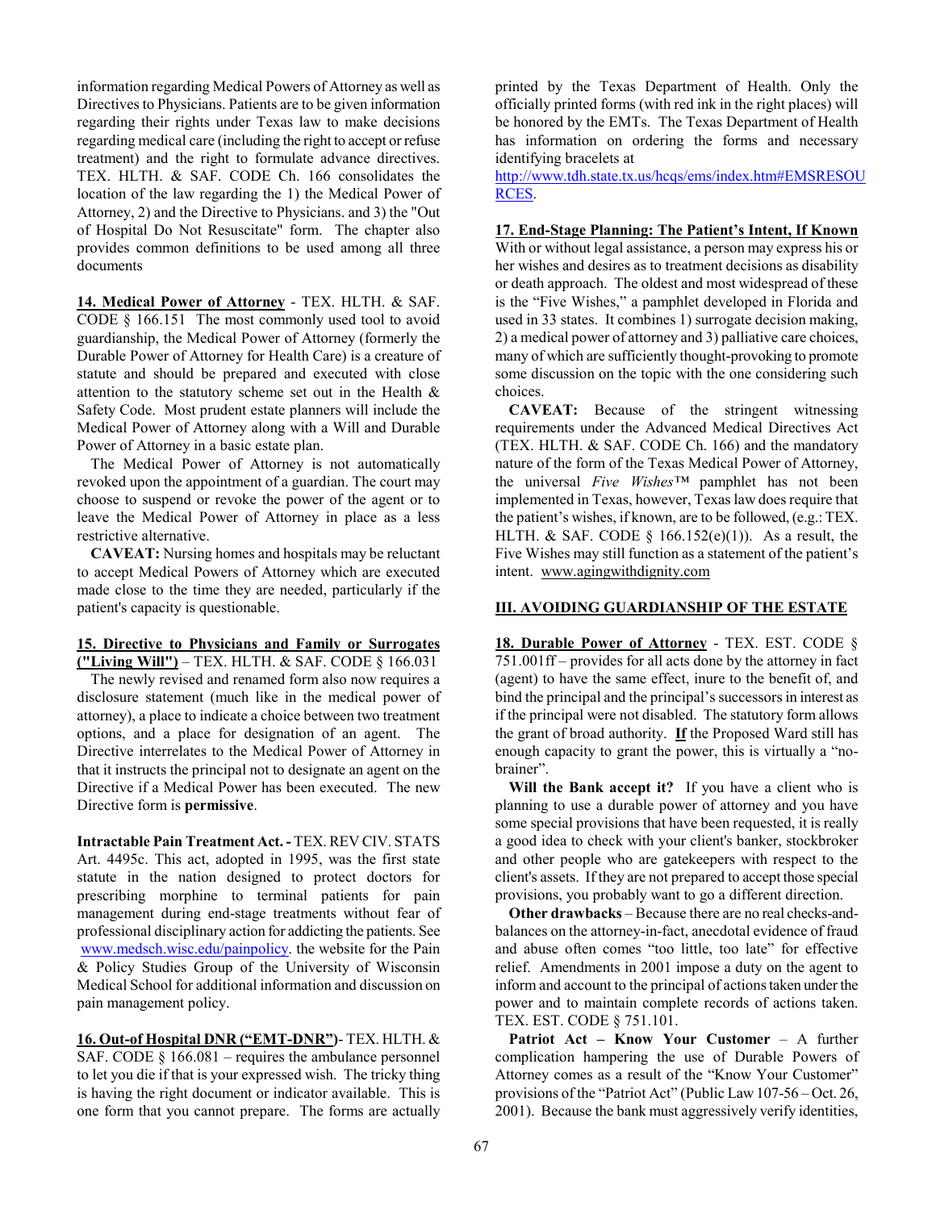information regarding Medical Powers of Attorney as well as Directives to Physicians. Patients are to be given information regarding their rights under Texas law to make decisions regarding medical care (including the right to accept or refuse treatment) and the right to formulate advance directives. TEX. HLTH. & SAF. CODE Ch. 166 consolidates the location of the law regarding the 1) the Medical Power of Attorney, 2) and the Directive to Physicians. and 3) the "Out of Hospital Do Not Resuscitate" form. The chapter also provides common definitions to be used among all three documents

**14. Medical Power of Attorney** - TEX. HLTH. & SAF. CODE § 166.151 The most commonly used tool to avoid guardianship, the Medical Power of Attorney (formerly the Durable Power of Attorney for Health Care) is a creature of statute and should be prepared and executed with close attention to the statutory scheme set out in the Health & Safety Code. Most prudent estate planners will include the Medical Power of Attorney along with a Will and Durable Power of Attorney in a basic estate plan.

The Medical Power of Attorney is not automatically revoked upon the appointment of a guardian. The court may choose to suspend or revoke the power of the agent or to leave the Medical Power of Attorney in place as a less restrictive alternative.

**CAVEAT:** Nursing homes and hospitals may be reluctant to accept Medical Powers of Attorney which are executed made close to the time they are needed, particularly if the patient's capacity is questionable.

**15. Directive to Physicians and Family or Surrogates ("Living Will")** – TEX. HLTH. & SAF. CODE § 166.031

The newly revised and renamed form also now requires a disclosure statement (much like in the medical power of attorney), a place to indicate a choice between two treatment options, and a place for designation of an agent. The Directive interrelates to the Medical Power of Attorney in that it instructs the principal not to designate an agent on the Directive if a Medical Power has been executed. The new Directive form is **permissive**.

**Intractable Pain Treatment Act. -** TEX. REV CIV. STATS Art. 4495c. This act, adopted in 1995, was the first state statute in the nation designed to protect doctors for prescribing morphine to terminal patients for pain management during end-stage treatments without fear of professional disciplinary action for addicting the patients. See www.medsch.wisc.edu/painpolicy. the website for the Pain & Policy Studies Group of the University of Wisconsin Medical School for additional information and discussion on pain management policy.

**16. Out-of Hospital DNR ("EMT-DNR")**- TEX. HLTH. & SAF. CODE § 166.081 – requires the ambulance personnel to let you die if that is your expressed wish. The tricky thing is having the right document or indicator available. This is one form that you cannot prepare. The forms are actually printed by the Texas Department of Health. Only the officially printed forms (with red ink in the right places) will be honored by the EMTs. The Texas Department of Health has information on ordering the forms and necessary identifying bracelets at http://www.tdh.state.tx.us/hcqs/ems/index.htm#EMSRESOURCES.

**17. End-Stage Planning: The Patient's Intent, If Known**

With or without legal assistance, a person may express his or her wishes and desires as to treatment decisions as disability or death approach. The oldest and most widespread of these is the "Five Wishes," a pamphlet developed in Florida and used in 33 states. It combines 1) surrogate decision making, 2) a medical power of attorney and 3) palliative care choices, many of which are sufficiently thought-provoking to promote some discussion on the topic with the one considering such choices.

**CAVEAT:** Because of the stringent witnessing requirements under the Advanced Medical Directives Act (TEX. HLTH. & SAF. CODE Ch. 166) and the mandatory nature of the form of the Texas Medical Power of Attorney, the universal *Five Wishes™* pamphlet has not been implemented in Texas, however, Texas law does require that the patient's wishes, if known, are to be followed, (e.g.: TEX. HLTH. & SAF. CODE § 166.152(e)(1)). As a result, the Five Wishes may still function as a statement of the patient's intent. www.agingwithdignity.com

## III. AVOIDING GUARDIANSHIP OF THE ESTATE

**18. Durable Power of Attorney** - TEX. EST. CODE § 751.001ff – provides for all acts done by the attorney in fact (agent) to have the same effect, inure to the benefit of, and bind the principal and the principal's successors in interest as if the principal were not disabled. The statutory form allows the grant of broad authority. **If** the Proposed Ward still has enough capacity to grant the power, this is virtually a "no-brainer".

**Will the Bank accept it?** If you have a client who is planning to use a durable power of attorney and you have some special provisions that have been requested, it is really a good idea to check with your client's banker, stockbroker and other people who are gatekeepers with respect to the client's assets. If they are not prepared to accept those special provisions, you probably want to go a different direction.

**Other drawbacks** – Because there are no real checks-and-balances on the attorney-in-fact, anecdotal evidence of fraud and abuse often comes "too little, too late" for effective relief. Amendments in 2001 impose a duty on the agent to inform and account to the principal of actions taken under the power and to maintain complete records of actions taken. TEX. EST. CODE § 751.101.

**Patriot Act – Know Your Customer** – A further complication hampering the use of Durable Powers of Attorney comes as a result of the "Know Your Customer" provisions of the "Patriot Act" (Public Law 107-56 – Oct. 26, 2001). Because the bank must aggressively verify identities,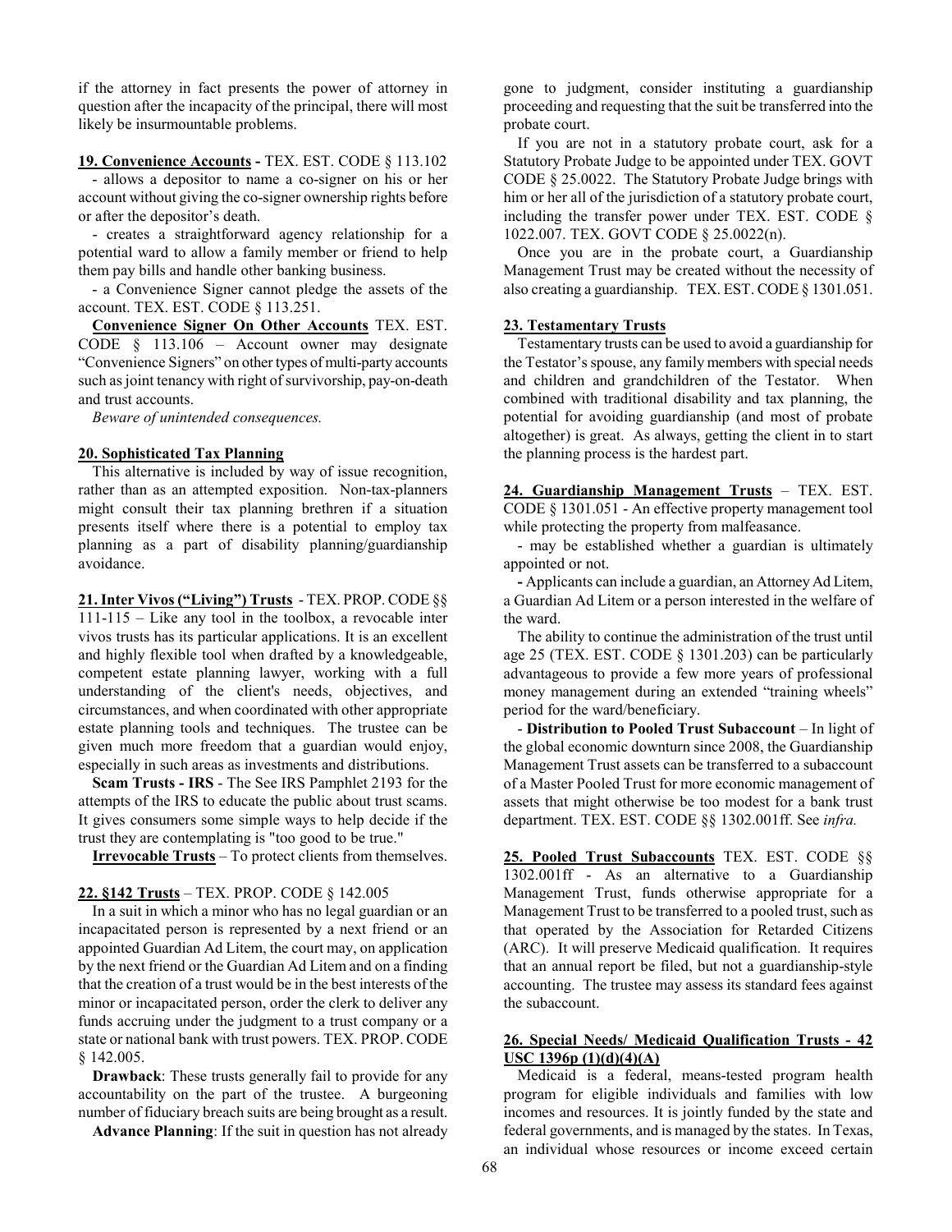if the attorney in fact presents the power of attorney in question after the incapacity of the principal, there will most likely be insurmountable problems.

**19. Convenience Accounts -** TEX. EST. CODE § 113.102

- allows a depositor to name a co-signer on his or her account without giving the co-signer ownership rights before or after the depositor's death.

- creates a straightforward agency relationship for a potential ward to allow a family member or friend to help them pay bills and handle other banking business.

- a Convenience Signer cannot pledge the assets of the account. TEX. EST. CODE § 113.251.

**Convenience Signer On Other Accounts** TEX. EST. CODE § 113.106 – Account owner may designate "Convenience Signers" on other types of multi-party accounts such as joint tenancy with right of survivorship, pay-on-death and trust accounts.

*Beware of unintended consequences.*

**20. Sophisticated Tax Planning**

This alternative is included by way of issue recognition, rather than as an attempted exposition. Non-tax-planners might consult their tax planning brethren if a situation presents itself where there is a potential to employ tax planning as a part of disability planning/guardianship avoidance.

**21. Inter Vivos ("Living") Trusts** - TEX. PROP. CODE §§ 111-115 – Like any tool in the toolbox, a revocable inter vivos trusts has its particular applications. It is an excellent and highly flexible tool when drafted by a knowledgeable, competent estate planning lawyer, working with a full understanding of the client's needs, objectives, and circumstances, and when coordinated with other appropriate estate planning tools and techniques. The trustee can be given much more freedom that a guardian would enjoy, especially in such areas as investments and distributions.

**Scam Trusts - IRS** - The See IRS Pamphlet 2193 for the attempts of the IRS to educate the public about trust scams. It gives consumers some simple ways to help decide if the trust they are contemplating is "too good to be true."

**Irrevocable Trusts** – To protect clients from themselves.

**22. §142 Trusts** – TEX. PROP. CODE § 142.005

In a suit in which a minor who has no legal guardian or an incapacitated person is represented by a next friend or an appointed Guardian Ad Litem, the court may, on application by the next friend or the Guardian Ad Litem and on a finding that the creation of a trust would be in the best interests of the minor or incapacitated person, order the clerk to deliver any funds accruing under the judgment to a trust company or a state or national bank with trust powers. TEX. PROP. CODE § 142.005.

**Drawback**: These trusts generally fail to provide for any accountability on the part of the trustee. A burgeoning number of fiduciary breach suits are being brought as a result.

**Advance Planning**: If the suit in question has not already gone to judgment, consider instituting a guardianship proceeding and requesting that the suit be transferred into the probate court.

If you are not in a statutory probate court, ask for a Statutory Probate Judge to be appointed under TEX. GOVT CODE § 25.0022. The Statutory Probate Judge brings with him or her all of the jurisdiction of a statutory probate court, including the transfer power under TEX. EST. CODE § 1022.007. TEX. GOVT CODE § 25.0022(n).

Once you are in the probate court, a Guardianship Management Trust may be created without the necessity of also creating a guardianship. TEX. EST. CODE § 1301.051.

**23. Testamentary Trusts**

Testamentary trusts can be used to avoid a guardianship for the Testator's spouse, any family members with special needs and children and grandchildren of the Testator. When combined with traditional disability and tax planning, the potential for avoiding guardianship (and most of probate altogether) is great. As always, getting the client in to start the planning process is the hardest part.

**24. Guardianship Management Trusts** – TEX. EST. CODE § 1301.051 - An effective property management tool while protecting the property from malfeasance.

- may be established whether a guardian is ultimately appointed or not.

- Applicants can include a guardian, an Attorney Ad Litem, a Guardian Ad Litem or a person interested in the welfare of the ward.

The ability to continue the administration of the trust until age 25 (TEX. EST. CODE § 1301.203) can be particularly advantageous to provide a few more years of professional money management during an extended "training wheels" period for the ward/beneficiary.

- **Distribution to Pooled Trust Subaccount** – In light of the global economic downturn since 2008, the Guardianship Management Trust assets can be transferred to a subaccount of a Master Pooled Trust for more economic management of assets that might otherwise be too modest for a bank trust department. TEX. EST. CODE §§ 1302.001ff. See *infra.*

**25. Pooled Trust Subaccounts** TEX. EST. CODE §§ 1302.001ff - As an alternative to a Guardianship Management Trust, funds otherwise appropriate for a Management Trust to be transferred to a pooled trust, such as that operated by the Association for Retarded Citizens (ARC). It will preserve Medicaid qualification. It requires that an annual report be filed, but not a guardianship-style accounting. The trustee may assess its standard fees against the subaccount.

**26. Special Needs/ Medicaid Qualification Trusts - 42 USC 1396p (1)(d)(4)(A)**

Medicaid is a federal, means-tested program health program for eligible individuals and families with low incomes and resources. It is jointly funded by the state and federal governments, and is managed by the states. In Texas, an individual whose resources or income exceed certain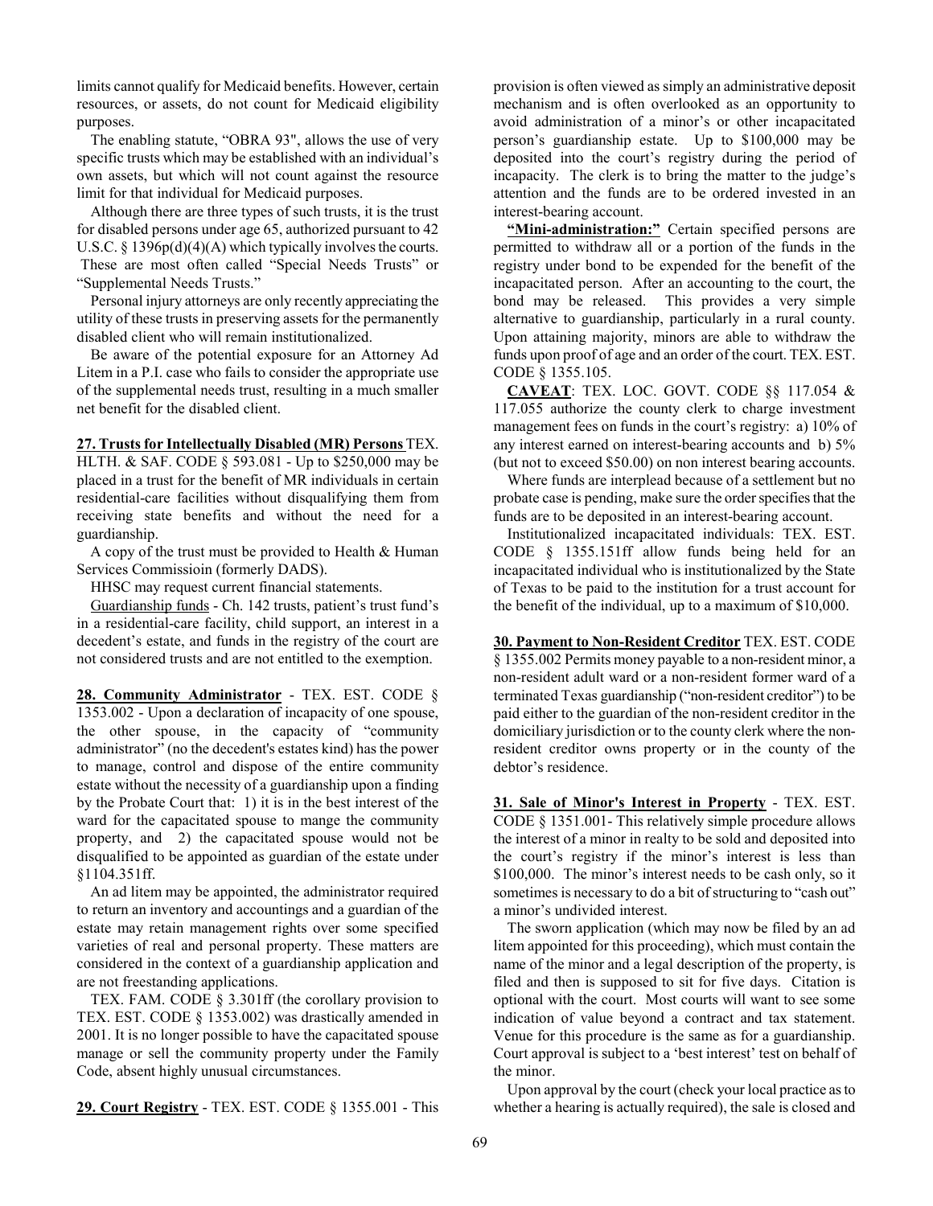limits cannot qualify for Medicaid benefits. However, certain resources, or assets, do not count for Medicaid eligibility purposes.

The enabling statute, "OBRA 93", allows the use of very specific trusts which may be established with an individual's own assets, but which will not count against the resource limit for that individual for Medicaid purposes.

Although there are three types of such trusts, it is the trust for disabled persons under age 65, authorized pursuant to 42 U.S.C. § 1396p(d)(4)(A) which typically involves the courts. These are most often called "Special Needs Trusts" or "Supplemental Needs Trusts."

Personal injury attorneys are only recently appreciating the utility of these trusts in preserving assets for the permanently disabled client who will remain institutionalized.

Be aware of the potential exposure for an Attorney Ad Litem in a P.I. case who fails to consider the appropriate use of the supplemental needs trust, resulting in a much smaller net benefit for the disabled client.

**27. Trusts for Intellectually Disabled (MR) Persons** TEX. HLTH. & SAF. CODE § 593.081 - Up to $250,000 may be placed in a trust for the benefit of MR individuals in certain residential-care facilities without disqualifying them from receiving state benefits and without the need for a guardianship.

A copy of the trust must be provided to Health & Human Services Commissioin (formerly DADS).

HHSC may request current financial statements.

Guardianship funds - Ch. 142 trusts, patient's trust fund's in a residential-care facility, child support, an interest in a decedent's estate, and funds in the registry of the court are not considered trusts and are not entitled to the exemption.

**28. Community Administrator** - TEX. EST. CODE § 1353.002 - Upon a declaration of incapacity of one spouse, the other spouse, in the capacity of "community administrator" (no the decedent's estates kind) has the power to manage, control and dispose of the entire community estate without the necessity of a guardianship upon a finding by the Probate Court that: 1) it is in the best interest of the ward for the capacitated spouse to mange the community property, and 2) the capacitated spouse would not be disqualified to be appointed as guardian of the estate under §1104.351ff.

An ad litem may be appointed, the administrator required to return an inventory and accountings and a guardian of the estate may retain management rights over some specified varieties of real and personal property. These matters are considered in the context of a guardianship application and are not freestanding applications.

TEX. FAM. CODE § 3.301ff (the corollary provision to TEX. EST. CODE § 1353.002) was drastically amended in 2001. It is no longer possible to have the capacitated spouse manage or sell the community property under the Family Code, absent highly unusual circumstances.

**29. Court Registry** - TEX. EST. CODE § 1355.001 - This provision is often viewed as simply an administrative deposit mechanism and is often overlooked as an opportunity to avoid administration of a minor's or other incapacitated person's guardianship estate. Up to $100,000 may be deposited into the court's registry during the period of incapacity. The clerk is to bring the matter to the judge's attention and the funds are to be ordered invested in an interest-bearing account.

**"Mini-administration:"** Certain specified persons are permitted to withdraw all or a portion of the funds in the registry under bond to be expended for the benefit of the incapacitated person. After an accounting to the court, the bond may be released. This provides a very simple alternative to guardianship, particularly in a rural county. Upon attaining majority, minors are able to withdraw the funds upon proof of age and an order of the court. TEX. EST. CODE § 1355.105.

**CAVEAT**: TEX. LOC. GOVT. CODE §§ 117.054 & 117.055 authorize the county clerk to charge investment management fees on funds in the court's registry: a) 10% of any interest earned on interest-bearing accounts and b) 5% (but not to exceed $50.00) on non interest bearing accounts.

Where funds are interplead because of a settlement but no probate case is pending, make sure the order specifies that the funds are to be deposited in an interest-bearing account.

Institutionalized incapacitated individuals: TEX. EST. CODE § 1355.151ff allow funds being held for an incapacitated individual who is institutionalized by the State of Texas to be paid to the institution for a trust account for the benefit of the individual, up to a maximum of $10,000.

**30. Payment to Non-Resident Creditor** TEX. EST. CODE § 1355.002 Permits money payable to a non-resident minor, a non-resident adult ward or a non-resident former ward of a terminated Texas guardianship ("non-resident creditor") to be paid either to the guardian of the non-resident creditor in the domiciliary jurisdiction or to the county clerk where the non-resident creditor owns property or in the county of the debtor's residence.

**31. Sale of Minor's Interest in Property** - TEX. EST. CODE § 1351.001- This relatively simple procedure allows the interest of a minor in realty to be sold and deposited into the court's registry if the minor's interest is less than $100,000. The minor's interest needs to be cash only, so it sometimes is necessary to do a bit of structuring to "cash out" a minor's undivided interest.

The sworn application (which may now be filed by an ad litem appointed for this proceeding), which must contain the name of the minor and a legal description of the property, is filed and then is supposed to sit for five days. Citation is optional with the court. Most courts will want to see some indication of value beyond a contract and tax statement. Venue for this procedure is the same as for a guardianship. Court approval is subject to a 'best interest' test on behalf of the minor.

Upon approval by the court (check your local practice as to whether a hearing is actually required), the sale is closed and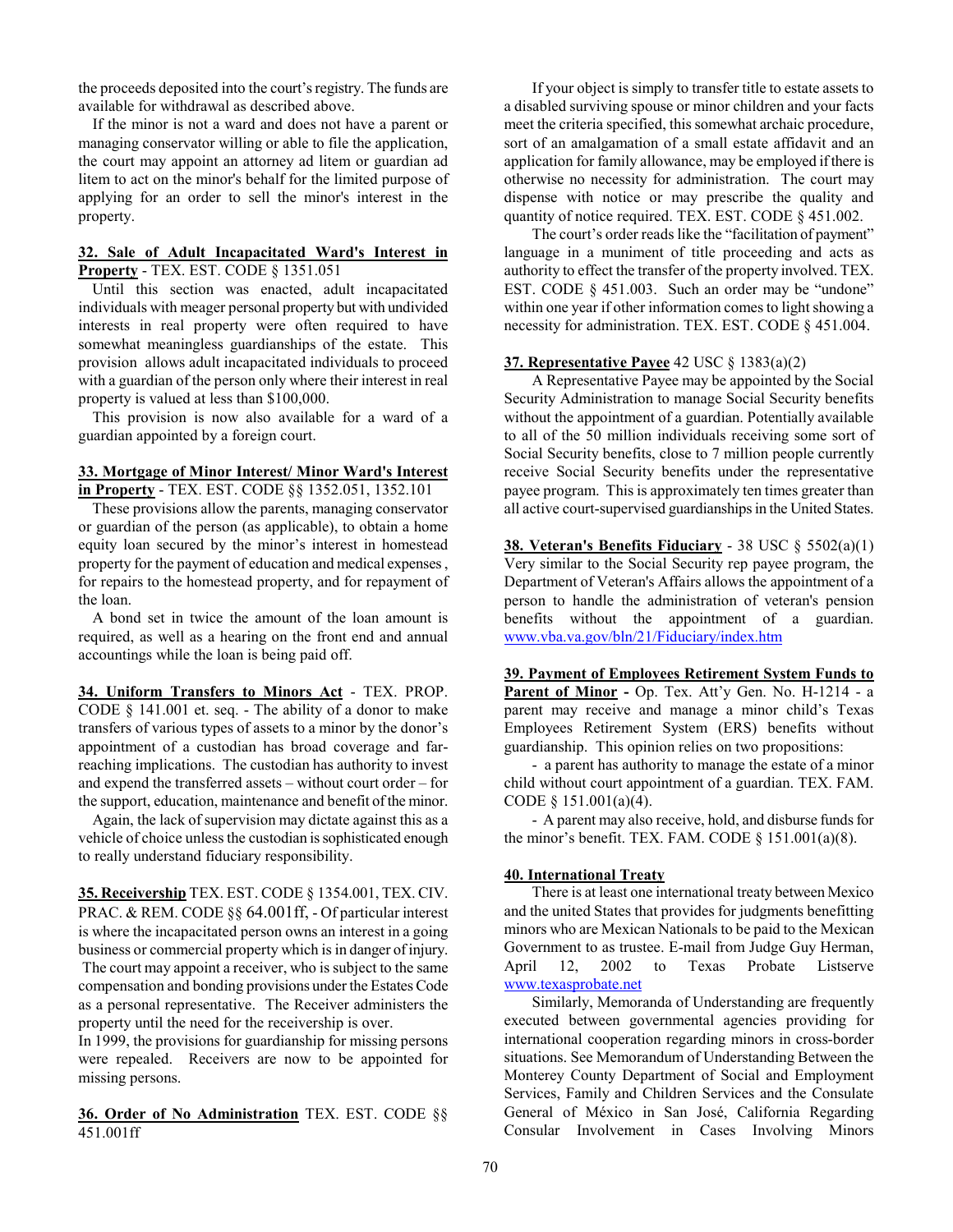the proceeds deposited into the court's registry. The funds are available for withdrawal as described above.

If the minor is not a ward and does not have a parent or managing conservator willing or able to file the application, the court may appoint an attorney ad litem or guardian ad litem to act on the minor's behalf for the limited purpose of applying for an order to sell the minor's interest in the property.

**32. Sale of Adult Incapacitated Ward's Interest in Property** - TEX. EST. CODE § 1351.051

Until this section was enacted, adult incapacitated individuals with meager personal property but with undivided interests in real property were often required to have somewhat meaningless guardianships of the estate. This provision allows adult incapacitated individuals to proceed with a guardian of the person only where their interest in real property is valued at less than $100,000.

This provision is now also available for a ward of a guardian appointed by a foreign court.

**33. Mortgage of Minor Interest/ Minor Ward's Interest in Property** - TEX. EST. CODE §§ 1352.051, 1352.101

These provisions allow the parents, managing conservator or guardian of the person (as applicable), to obtain a home equity loan secured by the minor's interest in homestead property for the payment of education and medical expenses, for repairs to the homestead property, and for repayment of the loan.

A bond set in twice the amount of the loan amount is required, as well as a hearing on the front end and annual accountings while the loan is being paid off.

**34. Uniform Transfers to Minors Act** - TEX. PROP. CODE § 141.001 et. seq. - The ability of a donor to make transfers of various types of assets to a minor by the donor's appointment of a custodian has broad coverage and far-reaching implications. The custodian has authority to invest and expend the transferred assets – without court order – for the support, education, maintenance and benefit of the minor.

Again, the lack of supervision may dictate against this as a vehicle of choice unless the custodian is sophisticated enough to really understand fiduciary responsibility.

**35. Receivership** TEX. EST. CODE § 1354.001, TEX. CIV. PRAC. & REM. CODE §§ 64.001ff, - Of particular interest is where the incapacitated person owns an interest in a going business or commercial property which is in danger of injury. The court may appoint a receiver, who is subject to the same compensation and bonding provisions under the Estates Code as a personal representative. The Receiver administers the property until the need for the receivership is over.

In 1999, the provisions for guardianship for missing persons were repealed. Receivers are now to be appointed for missing persons.

**36. Order of No Administration** TEX. EST. CODE §§ 451.001ff

If your object is simply to transfer title to estate assets to a disabled surviving spouse or minor children and your facts meet the criteria specified, this somewhat archaic procedure, sort of an amalgamation of a small estate affidavit and an application for family allowance, may be employed if there is otherwise no necessity for administration. The court may dispense with notice or may prescribe the quality and quantity of notice required. TEX. EST. CODE § 451.002.

The court's order reads like the "facilitation of payment" language in a muniment of title proceeding and acts as authority to effect the transfer of the property involved. TEX. EST. CODE § 451.003. Such an order may be "undone" within one year if other information comes to light showing a necessity for administration. TEX. EST. CODE § 451.004.

**37. Representative Payee** 42 USC § 1383(a)(2)

A Representative Payee may be appointed by the Social Security Administration to manage Social Security benefits without the appointment of a guardian. Potentially available to all of the 50 million individuals receiving some sort of Social Security benefits, close to 7 million people currently receive Social Security benefits under the representative payee program. This is approximately ten times greater than all active court-supervised guardianships in the United States.

**38. Veteran's Benefits Fiduciary** - 38 USC § 5502(a)(1) Very similar to the Social Security rep payee program, the Department of Veteran's Affairs allows the appointment of a person to handle the administration of veteran's pension benefits without the appointment of a guardian. www.vba.va.gov/bln/21/Fiduciary/index.htm

**39. Payment of Employees Retirement System Funds to Parent of Minor -** Op. Tex. Att'y Gen. No. H-1214 - a parent may receive and manage a minor child's Texas Employees Retirement System (ERS) benefits without guardianship. This opinion relies on two propositions:

- a parent has authority to manage the estate of a minor child without court appointment of a guardian. TEX. FAM. CODE § 151.001(a)(4).
- A parent may also receive, hold, and disburse funds for the minor's benefit. TEX. FAM. CODE § 151.001(a)(8).

**40. International Treaty**

There is at least one international treaty between Mexico and the united States that provides for judgments benefitting minors who are Mexican Nationals to be paid to the Mexican Government to as trustee. E-mail from Judge Guy Herman, April 12, 2002 to Texas Probate Listserve www.texasprobate.net

Similarly, Memoranda of Understanding are frequently executed between governmental agencies providing for international cooperation regarding minors in cross-border situations. See Memorandum of Understanding Between the Monterey County Department of Social and Employment Services, Family and Children Services and the Consulate General of México in San José, California Regarding Consular Involvement in Cases Involving Minors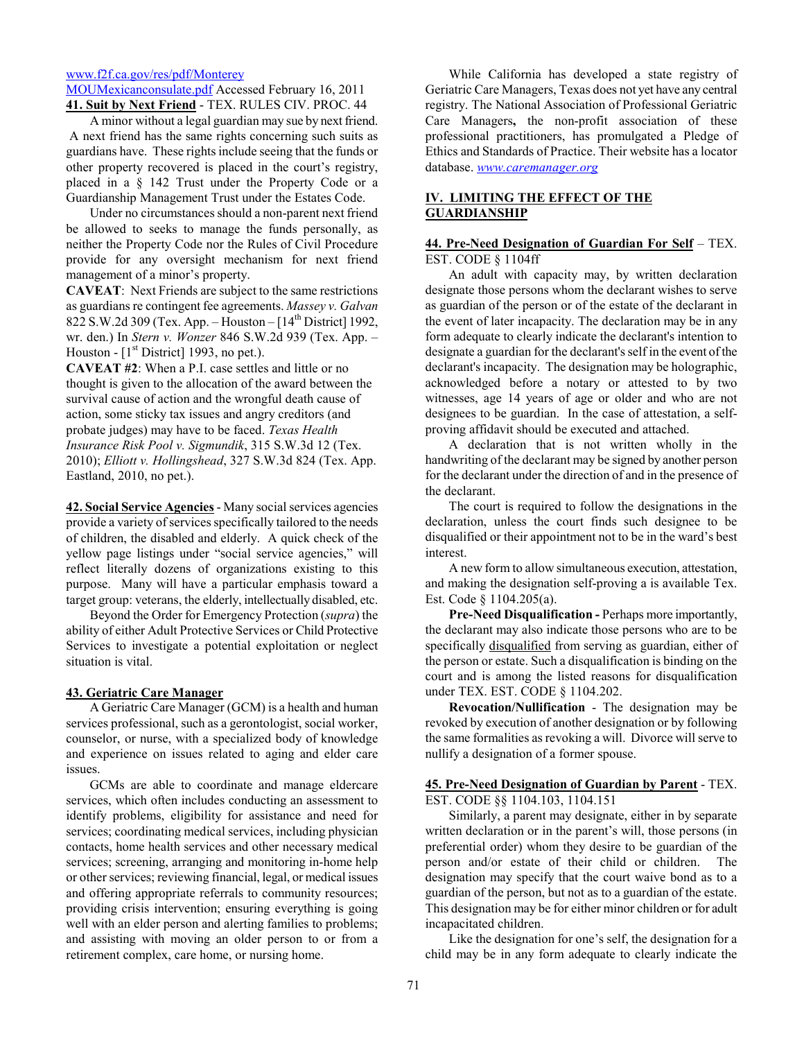www.f2f.ca.gov/res/pdf/Monterey MOUMexicanconsulate.pdf Accessed February 16, 2011

**41. Suit by Next Friend** - TEX. RULES CIV. PROC. 44

A minor without a legal guardian may sue by next friend. A next friend has the same rights concerning such suits as guardians have. These rights include seeing that the funds or other property recovered is placed in the court's registry, placed in a § 142 Trust under the Property Code or a Guardianship Management Trust under the Estates Code.

Under no circumstances should a non-parent next friend be allowed to seeks to manage the funds personally, as neither the Property Code nor the Rules of Civil Procedure provide for any oversight mechanism for next friend management of a minor's property.

**CAVEAT**: Next Friends are subject to the same restrictions as guardians re contingent fee agreements. *Massey v. Galvan* 822 S.W.2d 309 (Tex. App. – Houston – [14th District] 1992, wr. den.) In *Stern v. Wonzer* 846 S.W.2d 939 (Tex. App. – Houston - [1st District] 1993, no pet.).

**CAVEAT #2**: When a P.I. case settles and little or no thought is given to the allocation of the award between the survival cause of action and the wrongful death cause of action, some sticky tax issues and angry creditors (and probate judges) may have to be faced. *Texas Health Insurance Risk Pool v. Sigmundik*, 315 S.W.3d 12 (Tex. 2010); *Elliott v. Hollingshead*, 327 S.W.3d 824 (Tex. App. Eastland, 2010, no pet.).

**42. Social Service Agencies** - Many social services agencies provide a variety of services specifically tailored to the needs of children, the disabled and elderly. A quick check of the yellow page listings under "social service agencies," will reflect literally dozens of organizations existing to this purpose. Many will have a particular emphasis toward a target group: veterans, the elderly, intellectually disabled, etc.

Beyond the Order for Emergency Protection (*supra*) the ability of either Adult Protective Services or Child Protective Services to investigate a potential exploitation or neglect situation is vital.

**43. Geriatric Care Manager**

A Geriatric Care Manager (GCM) is a health and human services professional, such as a gerontologist, social worker, counselor, or nurse, with a specialized body of knowledge and experience on issues related to aging and elder care issues.

GCMs are able to coordinate and manage eldercare services, which often includes conducting an assessment to identify problems, eligibility for assistance and need for services; coordinating medical services, including physician contacts, home health services and other necessary medical services; screening, arranging and monitoring in-home help or other services; reviewing financial, legal, or medical issues and offering appropriate referrals to community resources; providing crisis intervention; ensuring everything is going well with an elder person and alerting families to problems; and assisting with moving an older person to or from a retirement complex, care home, or nursing home.

While California has developed a state registry of Geriatric Care Managers, Texas does not yet have any central registry. The National Association of Professional Geriatric Care Managers**,** the non-profit association of these professional practitioners, has promulgated a Pledge of Ethics and Standards of Practice. Their website has a locator database. *www.caremanager.org*

## IV. LIMITING THE EFFECT OF THE GUARDIANSHIP

**44. Pre-Need Designation of Guardian For Self** – TEX. EST. CODE § 1104ff

An adult with capacity may, by written declaration designate those persons whom the declarant wishes to serve as guardian of the person or of the estate of the declarant in the event of later incapacity. The declaration may be in any form adequate to clearly indicate the declarant's intention to designate a guardian for the declarant's self in the event of the declarant's incapacity. The designation may be holographic, acknowledged before a notary or attested to by two witnesses, age 14 years of age or older and who are not designees to be guardian. In the case of attestation, a self-proving affidavit should be executed and attached.

A declaration that is not written wholly in the handwriting of the declarant may be signed by another person for the declarant under the direction of and in the presence of the declarant.

The court is required to follow the designations in the declaration, unless the court finds such designee to be disqualified or their appointment not to be in the ward's best interest.

A new form to allow simultaneous execution, attestation, and making the designation self-proving a is available Tex. Est. Code § 1104.205(a).

**Pre-Need Disqualification -** Perhaps more importantly, the declarant may also indicate those persons who are to be specifically disqualified from serving as guardian, either of the person or estate. Such a disqualification is binding on the court and is among the listed reasons for disqualification under TEX. EST. CODE § 1104.202.

**Revocation/Nullification** - The designation may be revoked by execution of another designation or by following the same formalities as revoking a will. Divorce will serve to nullify a designation of a former spouse.

**45. Pre-Need Designation of Guardian by Parent** - TEX. EST. CODE §§ 1104.103, 1104.151

Similarly, a parent may designate, either in by separate written declaration or in the parent's will, those persons (in preferential order) whom they desire to be guardian of the person and/or estate of their child or children. The designation may specify that the court waive bond as to a guardian of the person, but not as to a guardian of the estate. This designation may be for either minor children or for adult incapacitated children.

Like the designation for one's self, the designation for a child may be in any form adequate to clearly indicate the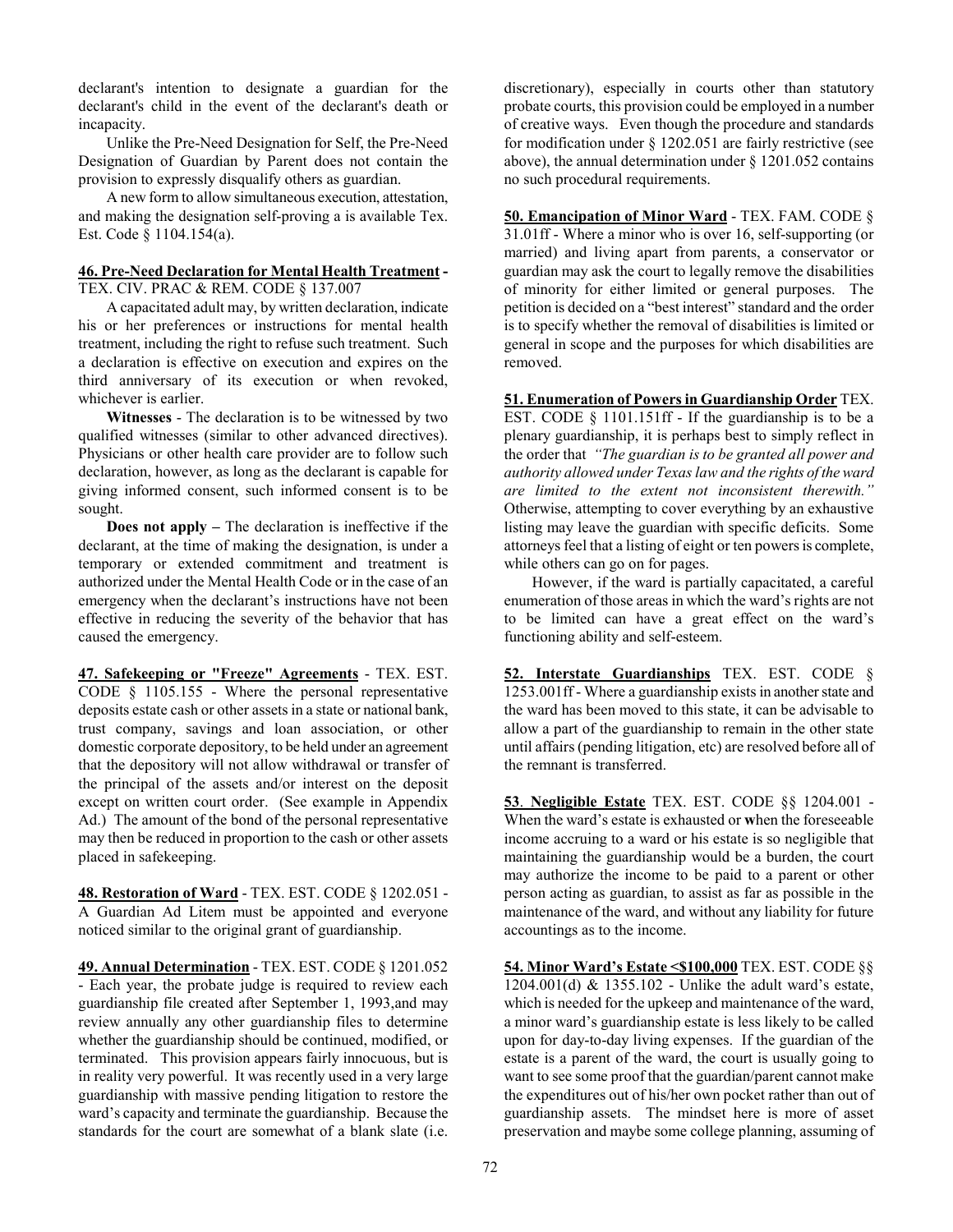declarant's intention to designate a guardian for the declarant's child in the event of the declarant's death or incapacity.

Unlike the Pre-Need Designation for Self, the Pre-Need Designation of Guardian by Parent does not contain the provision to expressly disqualify others as guardian.

A new form to allow simultaneous execution, attestation, and making the designation self-proving a is available Tex. Est. Code § 1104.154(a).

**46. Pre-Need Declaration for Mental Health Treatment -** TEX. CIV. PRAC & REM. CODE § 137.007

A capacitated adult may, by written declaration, indicate his or her preferences or instructions for mental health treatment, including the right to refuse such treatment. Such a declaration is effective on execution and expires on the third anniversary of its execution or when revoked, whichever is earlier.

**Witnesses** - The declaration is to be witnessed by two qualified witnesses (similar to other advanced directives). Physicians or other health care provider are to follow such declaration, however, as long as the declarant is capable for giving informed consent, such informed consent is to be sought.

**Does not apply –** The declaration is ineffective if the declarant, at the time of making the designation, is under a temporary or extended commitment and treatment is authorized under the Mental Health Code or in the case of an emergency when the declarant's instructions have not been effective in reducing the severity of the behavior that has caused the emergency.

**47. Safekeeping or "Freeze" Agreements** - TEX. EST. CODE § 1105.155 - Where the personal representative deposits estate cash or other assets in a state or national bank, trust company, savings and loan association, or other domestic corporate depository, to be held under an agreement that the depository will not allow withdrawal or transfer of the principal of the assets and/or interest on the deposit except on written court order. (See example in Appendix Ad.) The amount of the bond of the personal representative may then be reduced in proportion to the cash or other assets placed in safekeeping.

**48. Restoration of Ward** - TEX. EST. CODE § 1202.051 - A Guardian Ad Litem must be appointed and everyone noticed similar to the original grant of guardianship.

**49. Annual Determination** - TEX. EST. CODE § 1201.052 - Each year, the probate judge is required to review each guardianship file created after September 1, 1993,and may review annually any other guardianship files to determine whether the guardianship should be continued, modified, or terminated. This provision appears fairly innocuous, but is in reality very powerful. It was recently used in a very large guardianship with massive pending litigation to restore the ward's capacity and terminate the guardianship. Because the standards for the court are somewhat of a blank slate (i.e. discretionary), especially in courts other than statutory probate courts, this provision could be employed in a number of creative ways. Even though the procedure and standards for modification under § 1202.051 are fairly restrictive (see above), the annual determination under § 1201.052 contains no such procedural requirements.

**50. Emancipation of Minor Ward** - TEX. FAM. CODE § 31.01ff - Where a minor who is over 16, self-supporting (or married) and living apart from parents, a conservator or guardian may ask the court to legally remove the disabilities of minority for either limited or general purposes. The petition is decided on a "best interest" standard and the order is to specify whether the removal of disabilities is limited or general in scope and the purposes for which disabilities are removed.

**51. Enumeration of Powers in Guardianship Order** TEX. EST. CODE § 1101.151ff - If the guardianship is to be a plenary guardianship, it is perhaps best to simply reflect in the order that *"The guardian is to be granted all power and authority allowed under Texas law and the rights of the ward are limited to the extent not inconsistent therewith."* Otherwise, attempting to cover everything by an exhaustive listing may leave the guardian with specific deficits. Some attorneys feel that a listing of eight or ten powers is complete, while others can go on for pages.

However, if the ward is partially capacitated, a careful enumeration of those areas in which the ward's rights are not to be limited can have a great effect on the ward's functioning ability and self-esteem.

**52. Interstate Guardianships** TEX. EST. CODE § 1253.001ff - Where a guardianship exists in another state and the ward has been moved to this state, it can be advisable to allow a part of the guardianship to remain in the other state until affairs (pending litigation, etc) are resolved before all of the remnant is transferred.

**53. Negligible Estate** TEX. EST. CODE §§ 1204.001 - When the ward's estate is exhausted or when the foreseeable income accruing to a ward or his estate is so negligible that maintaining the guardianship would be a burden, the court may authorize the income to be paid to a parent or other person acting as guardian, to assist as far as possible in the maintenance of the ward, and without any liability for future accountings as to the income.

**54. Minor Ward's Estate <$100,000** TEX. EST. CODE §§ 1204.001(d) & 1355.102 - Unlike the adult ward's estate, which is needed for the upkeep and maintenance of the ward, a minor ward's guardianship estate is less likely to be called upon for day-to-day living expenses. If the guardian of the estate is a parent of the ward, the court is usually going to want to see some proof that the guardian/parent cannot make the expenditures out of his/her own pocket rather than out of guardianship assets. The mindset here is more of asset preservation and maybe some college planning, assuming of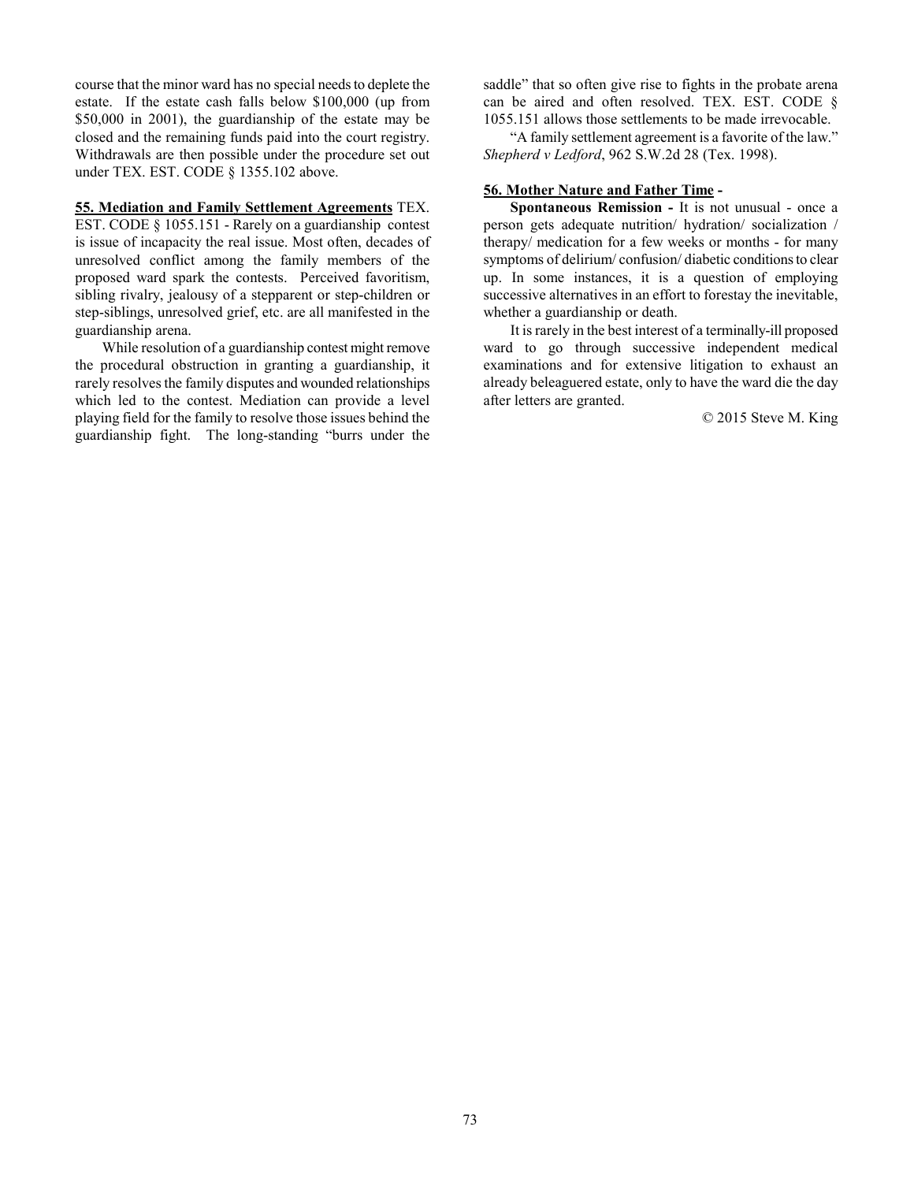course that the minor ward has no special needs to deplete the estate. If the estate cash falls below $100,000 (up from $50,000 in 2001), the guardianship of the estate may be closed and the remaining funds paid into the court registry. Withdrawals are then possible under the procedure set out under TEX. EST. CODE § 1355.102 above.

**55. Mediation and Family Settlement Agreements** TEX. EST. CODE § 1055.151 - Rarely on a guardianship contest is issue of incapacity the real issue. Most often, decades of unresolved conflict among the family members of the proposed ward spark the contests. Perceived favoritism, sibling rivalry, jealousy of a stepparent or step-children or step-siblings, unresolved grief, etc. are all manifested in the guardianship arena.

While resolution of a guardianship contest might remove the procedural obstruction in granting a guardianship, it rarely resolves the family disputes and wounded relationships which led to the contest. Mediation can provide a level playing field for the family to resolve those issues behind the guardianship fight. The long-standing "burrs under the saddle" that so often give rise to fights in the probate arena can be aired and often resolved. TEX. EST. CODE § 1055.151 allows those settlements to be made irrevocable.

"A family settlement agreement is a favorite of the law." *Shepherd v Ledford*, 962 S.W.2d 28 (Tex. 1998).

**56. Mother Nature and Father Time -**

**Spontaneous Remission -** It is not unusual - once a person gets adequate nutrition/ hydration/ socialization / therapy/ medication for a few weeks or months - for many symptoms of delirium/ confusion/ diabetic conditions to clear up. In some instances, it is a question of employing successive alternatives in an effort to forestay the inevitable, whether a guardianship or death.

It is rarely in the best interest of a terminally-ill proposed ward to go through successive independent medical examinations and for extensive litigation to exhaust an already beleaguered estate, only to have the ward die the day after letters are granted.

© 2015 Steve M. King